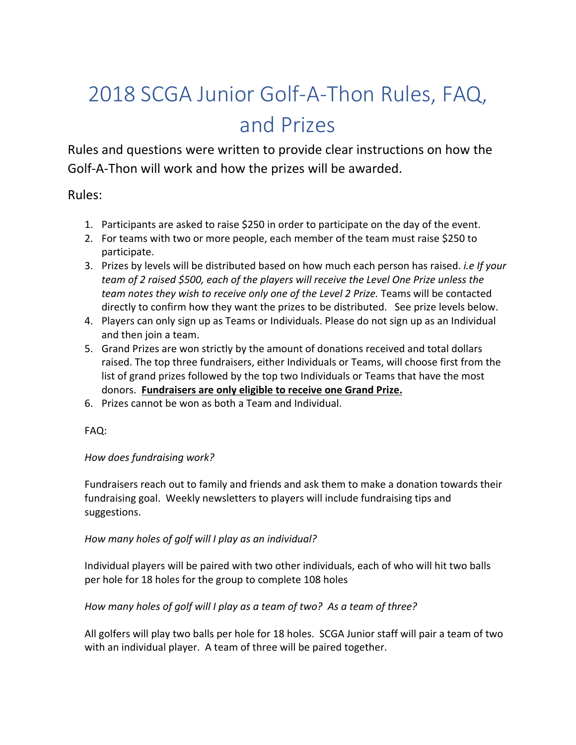# 2018 SCGA Junior Golf-A-Thon Rules, FAQ, and Prizes

Rules and questions were written to provide clear instructions on how the Golf-A-Thon will work and how the prizes will be awarded.

Rules:

1. Participants are asked to raise $250 in order to participate on the day of the event.
2. For teams with two or more people, each member of the team must raise $250 to participate.
3. Prizes by levels will be distributed based on how much each person has raised. *i.e If your team of 2 raised $500, each of the players will receive the Level One Prize unless the team notes they wish to receive only one of the Level 2 Prize.* Teams will be contacted directly to confirm how they want the prizes to be distributed. See prize levels below.
4. Players can only sign up as Teams or Individuals. Please do not sign up as an Individual and then join a team.
5. Grand Prizes are won strictly by the amount of donations received and total dollars raised. The top three fundraisers, either Individuals or Teams, will choose first from the list of grand prizes followed by the top two Individuals or Teams that have the most donors. **<u>Fundraisers are only eligible to receive one Grand Prize.</u>**
6. Prizes cannot be won as both a Team and Individual.

FAQ:

*How does fundraising work?*

Fundraisers reach out to family and friends and ask them to make a donation towards their fundraising goal. Weekly newsletters to players will include fundraising tips and suggestions.

*How many holes of golf will I play as an individual?*

Individual players will be paired with two other individuals, each of who will hit two balls per hole for 18 holes for the group to complete 108 holes

*How many holes of golf will I play as a team of two? As a team of three?*

All golfers will play two balls per hole for 18 holes. SCGA Junior staff will pair a team of two with an individual player. A team of three will be paired together.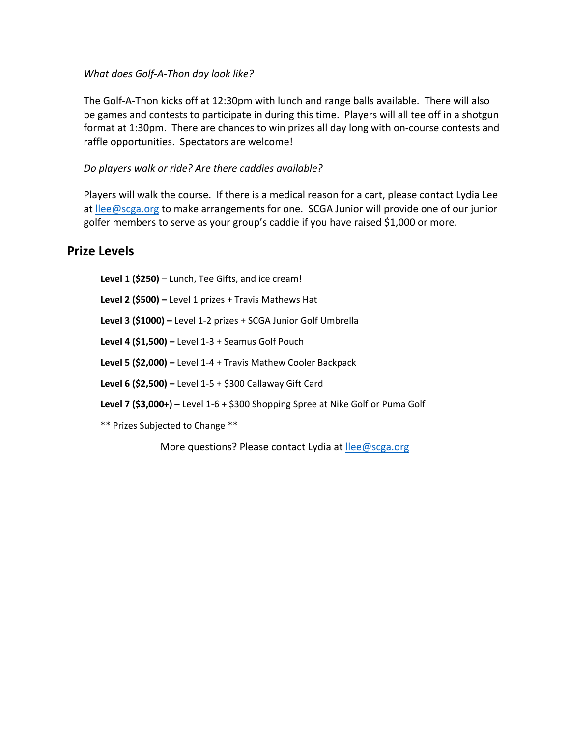*What does Golf-A-Thon day look like?*

The Golf-A-Thon kicks off at 12:30pm with lunch and range balls available. There will also be games and contests to participate in during this time. Players will all tee off in a shotgun format at 1:30pm. There are chances to win prizes all day long with on-course contests and raffle opportunities. Spectators are welcome!

*Do players walk or ride? Are there caddies available?*

Players will walk the course. If there is a medical reason for a cart, please contact Lydia Lee at [llee@scga.org](mailto:llee@scga.org) to make arrangements for one. SCGA Junior will provide one of our junior golfer members to serve as your group's caddie if you have raised $1,000 or more.

## Prize Levels

**Level 1 ($250)** – Lunch, Tee Gifts, and ice cream!

**Level 2 ($500) –** Level 1 prizes + Travis Mathews Hat

**Level 3 ($1000) –** Level 1-2 prizes + SCGA Junior Golf Umbrella

**Level 4 ($1,500) –** Level 1-3 + Seamus Golf Pouch

**Level 5 ($2,000) –** Level 1-4 + Travis Mathew Cooler Backpack

**Level 6 ($2,500) –** Level 1-5 + $300 Callaway Gift Card

**Level 7 ($3,000+) –** Level 1-6 + $300 Shopping Spree at Nike Golf or Puma Golf

** Prizes Subjected to Change **

More questions? Please contact Lydia at [llee@scga.org](mailto:llee@scga.org)